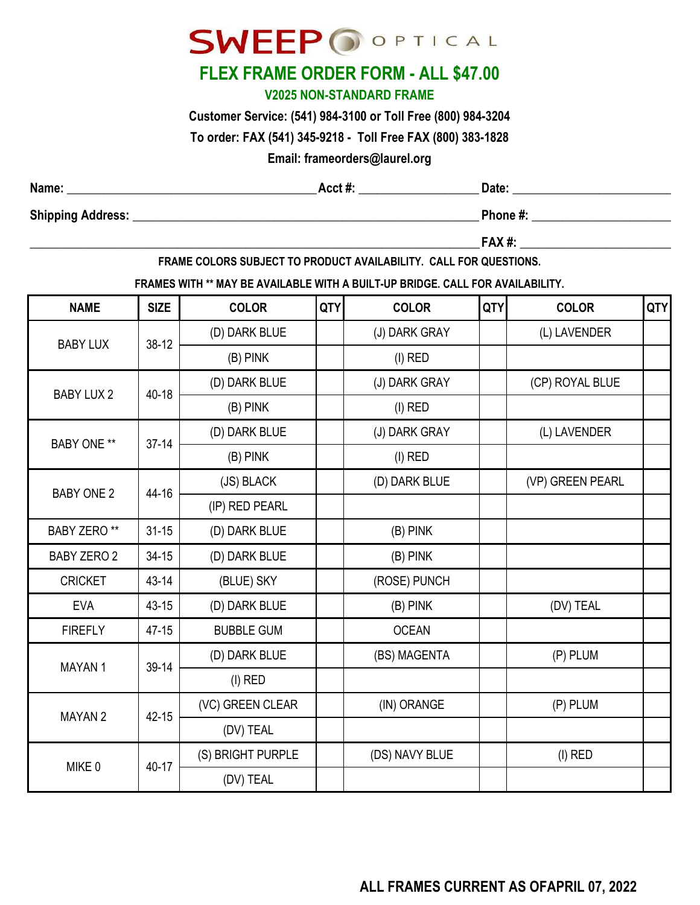# SWEEP OPTICAL

## FLEX FRAME ORDER FORM - ALL $47.00

### V2025 NON-STANDARD FRAME

**Customer Service: (541) 984-3100 or Toll Free (800) 984-3204**

**To order: FAX (541) 345-9218 - Toll Free FAX (800) 383-1828**

**Email: frameorders@laurel.org**

**Name:** ______________________ **Acct #:** ______________ **Date:** ______________

**Shipping Address:** ______________________________________ **Phone #:** ______________

______________________________________________________ **FAX #:** ______________

**FRAME COLORS SUBJECT TO PRODUCT AVAILABILITY. CALL FOR QUESTIONS.**

**FRAMES WITH ** MAY BE AVAILABLE WITH A BUILT-UP BRIDGE. CALL FOR AVAILABILITY.**

| NAME | SIZE | COLOR | QTY | COLOR | QTY | COLOR | QTY |
|---|---|---|---|---|---|---|---|
| BABY LUX | 38-12 | (D) DARK BLUE | | (J) DARK GRAY | | (L) LAVENDER | |
| | | (B) PINK | | (I) RED | | | |
| BABY LUX 2 | 40-18 | (D) DARK BLUE | | (J) DARK GRAY | | (CP) ROYAL BLUE | |
| | | (B) PINK | | (I) RED | | | |
| BABY ONE ** | 37-14 | (D) DARK BLUE | | (J) DARK GRAY | | (L) LAVENDER | |
| | | (B) PINK | | (I) RED | | | |
| BABY ONE 2 | 44-16 | (JS) BLACK | | (D) DARK BLUE | | (VP) GREEN PEARL | |
| | | (IP) RED PEARL | | | | | |
| BABY ZERO ** | 31-15 | (D) DARK BLUE | | (B) PINK | | | |
| BABY ZERO 2 | 34-15 | (D) DARK BLUE | | (B) PINK | | | |
| CRICKET | 43-14 | (BLUE) SKY | | (ROSE) PUNCH | | | |
| EVA | 43-15 | (D) DARK BLUE | | (B) PINK | | (DV) TEAL | |
| FIREFLY | 47-15 | BUBBLE GUM | | OCEAN | | | |
| MAYAN 1 | 39-14 | (D) DARK BLUE | | (BS) MAGENTA | | (P) PLUM | |
| | | (I) RED | | | | | |
| MAYAN 2 | 42-15 | (VC) GREEN CLEAR | | (IN) ORANGE | | (P) PLUM | |
| | | (DV) TEAL | | | | | |
| MIKE 0 | 40-17 | (S) BRIGHT PURPLE | | (DS) NAVY BLUE | | (I) RED | |
| | | (DV) TEAL | | | | | |

**ALL FRAMES CURRENT AS OFAPRIL 07, 2022**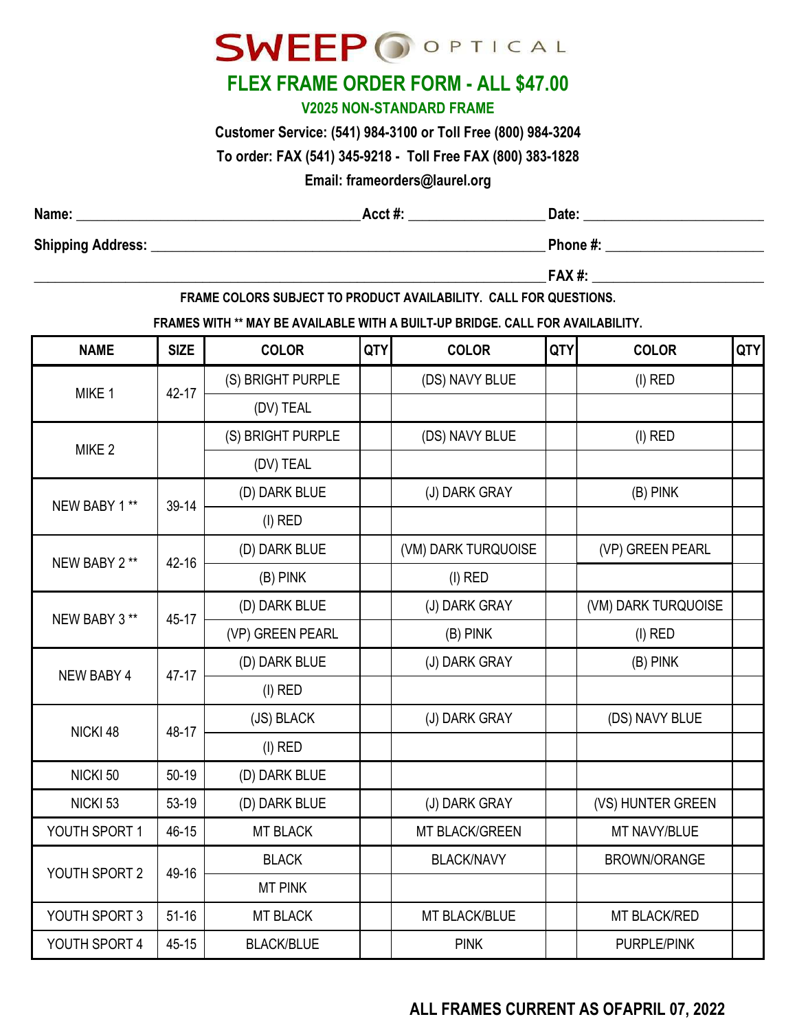# SWEEP OPTICAL

## FLEX FRAME ORDER FORM - ALL $47.00

### V2025 NON-STANDARD FRAME

**Customer Service: (541) 984-3100 or Toll Free (800) 984-3204**

**To order: FAX (541) 345-9218 - Toll Free FAX (800) 383-1828**

**Email: frameorders@laurel.org**

**Name:** ______________________ **Acct #:** ______________ **Date:** ______________

**Shipping Address:** ______________________________________ **Phone #:** ______________

______________________________________________ **FAX #:** ______________

**FRAME COLORS SUBJECT TO PRODUCT AVAILABILITY. CALL FOR QUESTIONS.**

**FRAMES WITH ** MAY BE AVAILABLE WITH A BUILT-UP BRIDGE. CALL FOR AVAILABILITY.**

| NAME | SIZE | COLOR | QTY | COLOR | QTY | COLOR | QTY |
|---|---|---|---|---|---|---|---|
| MIKE 1 | 42-17 | (S) BRIGHT PURPLE | | (DS) NAVY BLUE | | (I) RED | |
| | | (DV) TEAL | | | | | |
| MIKE 2 | | (S) BRIGHT PURPLE | | (DS) NAVY BLUE | | (I) RED | |
| | | (DV) TEAL | | | | | |
| NEW BABY 1 ** | 39-14 | (D) DARK BLUE | | (J) DARK GRAY | | (B) PINK | |
| | | (I) RED | | | | | |
| NEW BABY 2 ** | 42-16 | (D) DARK BLUE | | (VM) DARK TURQUOISE | | (VP) GREEN PEARL | |
| | | (B) PINK | | (I) RED | | | |
| NEW BABY 3 ** | 45-17 | (D) DARK BLUE | | (J) DARK GRAY | | (VM) DARK TURQUOISE | |
| | | (VP) GREEN PEARL | | (B) PINK | | (I) RED | |
| NEW BABY 4 | 47-17 | (D) DARK BLUE | | (J) DARK GRAY | | (B) PINK | |
| | | (I) RED | | | | | |
| NICKI 48 | 48-17 | (JS) BLACK | | (J) DARK GRAY | | (DS) NAVY BLUE | |
| | | (I) RED | | | | | |
| NICKI 50 | 50-19 | (D) DARK BLUE | | | | | |
| NICKI 53 | 53-19 | (D) DARK BLUE | | (J) DARK GRAY | | (VS) HUNTER GREEN | |
| YOUTH SPORT 1 | 46-15 | MT BLACK | | MT BLACK/GREEN | | MT NAVY/BLUE | |
| YOUTH SPORT 2 | 49-16 | BLACK | | BLACK/NAVY | | BROWN/ORANGE | |
| | | MT PINK | | | | | |
| YOUTH SPORT 3 | 51-16 | MT BLACK | | MT BLACK/BLUE | | MT BLACK/RED | |
| YOUTH SPORT 4 | 45-15 | BLACK/BLUE | | PINK | | PURPLE/PINK | |

**ALL FRAMES CURRENT AS OFAPRIL 07, 2022**